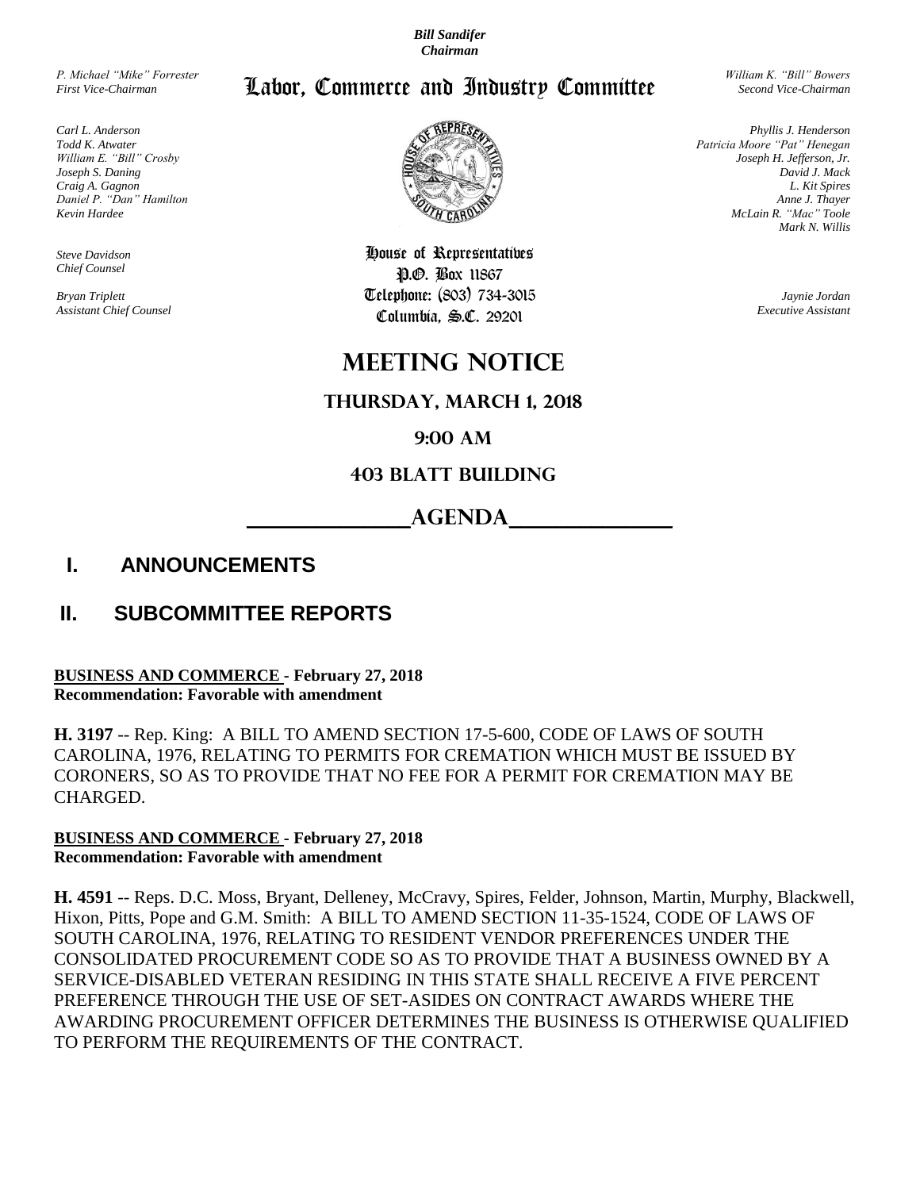*Bill Sandifer*
*Chairman*

*P. Michael "Mike" Forrester*
*First Vice-Chairman*

# Labor, Commerce and Industry Committee

*William K. "Bill" Bowers*
*Second Vice-Chairman*

*Carl L. Anderson*
*Todd K. Atwater*
*William E. "Bill" Crosby*
*Joseph S. Daning*
*Craig A. Gagnon*
*Daniel P. "Dan" Hamilton*
*Kevin Hardee*

*Phyllis J. Henderson*
*Patricia Moore "Pat" Henegan*
*Joseph H. Jefferson, Jr.*
*David J. Mack*
*L. Kit Spires*
*Anne J. Thayer*
*McLain R. "Mac" Toole*
*Mark N. Willis*

*Steve Davidson*
*Chief Counsel*

*Bryan Triplett*
*Assistant Chief Counsel*

House of Representatives
P.O. Box 11867
Telephone: (803) 734-3015
Columbia, S.C. 29201

*Jaynie Jordan*
*Executive Assistant*

# MEETING NOTICE

## THURSDAY, MARCH 1, 2018

## 9:00 AM

## 403 BLATT BUILDING

## AGENDA

## I. ANNOUNCEMENTS

## II. SUBCOMMITTEE REPORTS

**BUSINESS AND COMMERCE - February 27, 2018**
**Recommendation: Favorable with amendment**

**H. 3197** -- Rep. King: A BILL TO AMEND SECTION 17-5-600, CODE OF LAWS OF SOUTH CAROLINA, 1976, RELATING TO PERMITS FOR CREMATION WHICH MUST BE ISSUED BY CORONERS, SO AS TO PROVIDE THAT NO FEE FOR A PERMIT FOR CREMATION MAY BE CHARGED.

**BUSINESS AND COMMERCE - February 27, 2018**
**Recommendation: Favorable with amendment**

**H. 4591** -- Reps. D.C. Moss, Bryant, Delleney, McCravy, Spires, Felder, Johnson, Martin, Murphy, Blackwell, Hixon, Pitts, Pope and G.M. Smith: A BILL TO AMEND SECTION 11-35-1524, CODE OF LAWS OF SOUTH CAROLINA, 1976, RELATING TO RESIDENT VENDOR PREFERENCES UNDER THE CONSOLIDATED PROCUREMENT CODE SO AS TO PROVIDE THAT A BUSINESS OWNED BY A SERVICE-DISABLED VETERAN RESIDING IN THIS STATE SHALL RECEIVE A FIVE PERCENT PREFERENCE THROUGH THE USE OF SET-ASIDES ON CONTRACT AWARDS WHERE THE AWARDING PROCUREMENT OFFICER DETERMINES THE BUSINESS IS OTHERWISE QUALIFIED TO PERFORM THE REQUIREMENTS OF THE CONTRACT.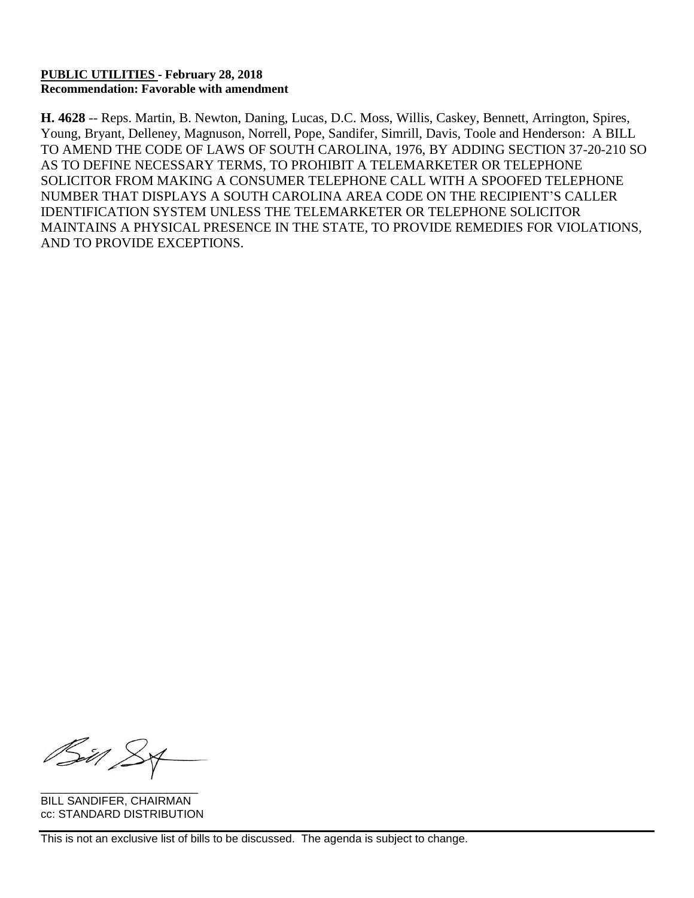**PUBLIC UTILITIES - February 28, 2018**
**Recommendation: Favorable with amendment**

**H. 4628** -- Reps. Martin, B. Newton, Daning, Lucas, D.C. Moss, Willis, Caskey, Bennett, Arrington, Spires, Young, Bryant, Delleney, Magnuson, Norrell, Pope, Sandifer, Simrill, Davis, Toole and Henderson: A BILL TO AMEND THE CODE OF LAWS OF SOUTH CAROLINA, 1976, BY ADDING SECTION 37-20-210 SO AS TO DEFINE NECESSARY TERMS, TO PROHIBIT A TELEMARKETER OR TELEPHONE SOLICITOR FROM MAKING A CONSUMER TELEPHONE CALL WITH A SPOOFED TELEPHONE NUMBER THAT DISPLAYS A SOUTH CAROLINA AREA CODE ON THE RECIPIENT'S CALLER IDENTIFICATION SYSTEM UNLESS THE TELEMARKETER OR TELEPHONE SOLICITOR MAINTAINS A PHYSICAL PRESENCE IN THE STATE, TO PROVIDE REMEDIES FOR VIOLATIONS, AND TO PROVIDE EXCEPTIONS.

BILL SANDIFER, CHAIRMAN
cc: STANDARD DISTRIBUTION

This is not an exclusive list of bills to be discussed. The agenda is subject to change.